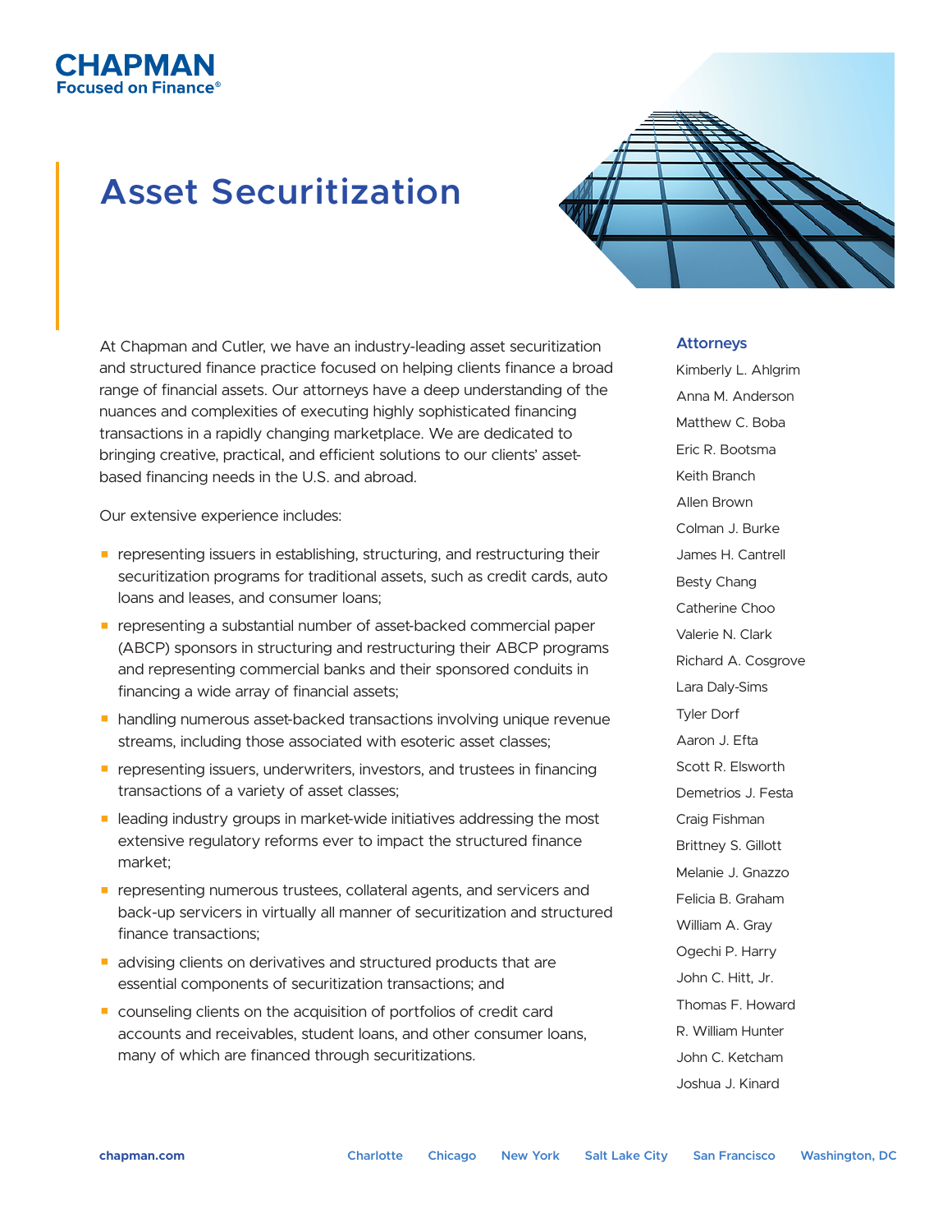# Asset Securitization

At Chapman and Cutler, we have an industry-leading asset securitization and structured finance practice focused on helping clients finance a broad range of financial assets. Our attorneys have a deep understanding of the nuances and complexities of executing highly sophisticated financing transactions in a rapidly changing marketplace. We are dedicated to bringing creative, practical, and efficient solutions to our clients' asset-based financing needs in the U.S. and abroad.

Our extensive experience includes:

- representing issuers in establishing, structuring, and restructuring their securitization programs for traditional assets, such as credit cards, auto loans and leases, and consumer loans;
- representing a substantial number of asset-backed commercial paper (ABCP) sponsors in structuring and restructuring their ABCP programs and representing commercial banks and their sponsored conduits in financing a wide array of financial assets;
- handling numerous asset-backed transactions involving unique revenue streams, including those associated with esoteric asset classes;
- representing issuers, underwriters, investors, and trustees in financing transactions of a variety of asset classes;
- leading industry groups in market-wide initiatives addressing the most extensive regulatory reforms ever to impact the structured finance market;
- representing numerous trustees, collateral agents, and servicers and back-up servicers in virtually all manner of securitization and structured finance transactions;
- advising clients on derivatives and structured products that are essential components of securitization transactions; and
- counseling clients on the acquisition of portfolios of credit card accounts and receivables, student loans, and other consumer loans, many of which are financed through securitizations.

## Attorneys

Kimberly L. Ahlgrim
Anna M. Anderson
Matthew C. Boba
Eric R. Bootsma
Keith Branch
Allen Brown
Colman J. Burke
James H. Cantrell
Besty Chang
Catherine Choo
Valerie N. Clark
Richard A. Cosgrove
Lara Daly-Sims
Tyler Dorf
Aaron J. Efta
Scott R. Elsworth
Demetrios J. Festa
Craig Fishman
Brittney S. Gillott
Melanie J. Gnazzo
Felicia B. Graham
William A. Gray
Ogechi P. Harry
John C. Hitt, Jr.
Thomas F. Howard
R. William Hunter
John C. Ketcham
Joshua J. Kinard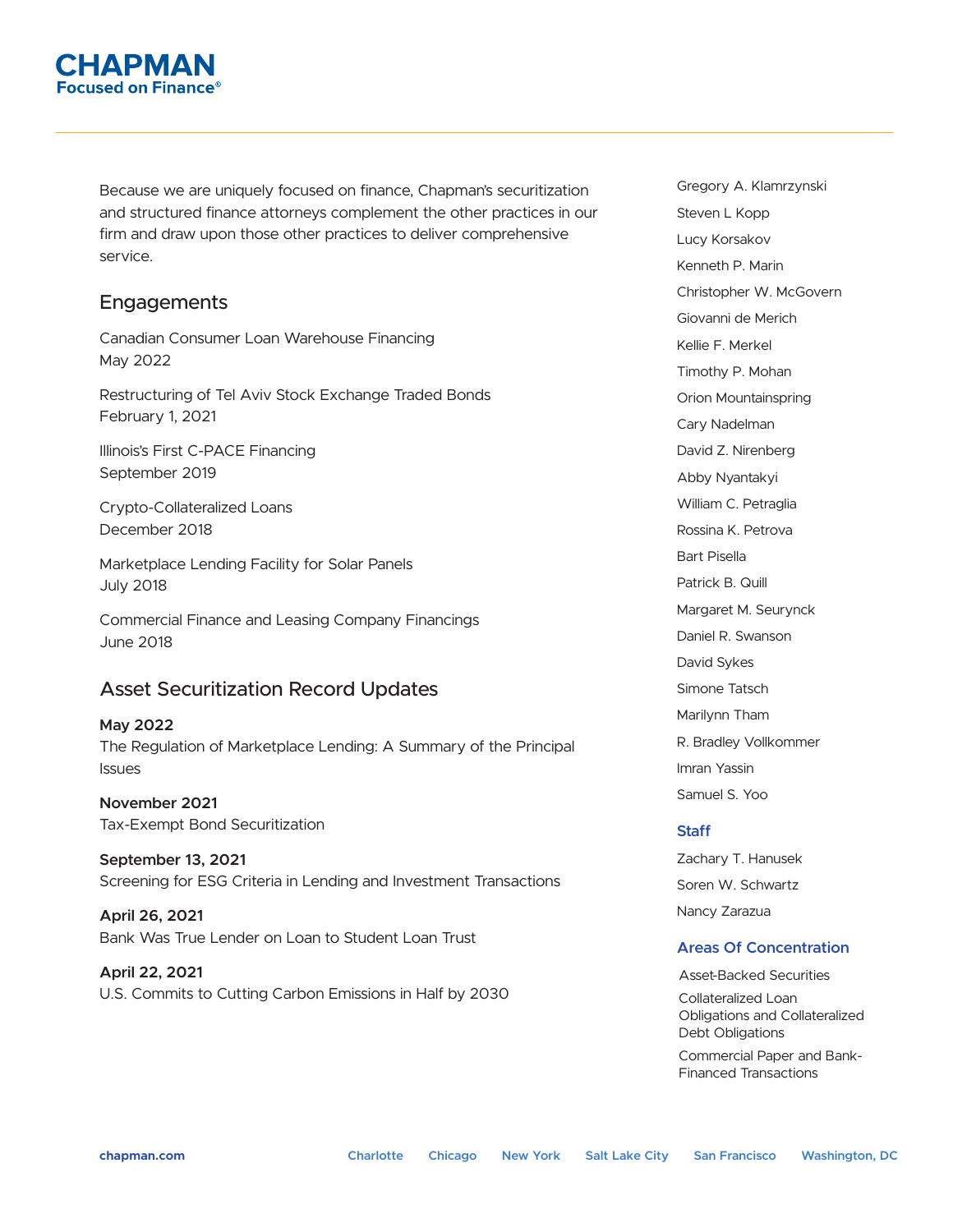Because we are uniquely focused on finance, Chapman's securitization and structured finance attorneys complement the other practices in our firm and draw upon those other practices to deliver comprehensive service.

## Engagements

Canadian Consumer Loan Warehouse Financing
May 2022

Restructuring of Tel Aviv Stock Exchange Traded Bonds
February 1, 2021

Illinois's First C-PACE Financing
September 2019

Crypto-Collateralized Loans
December 2018

Marketplace Lending Facility for Solar Panels
July 2018

Commercial Finance and Leasing Company Financings
June 2018

## Asset Securitization Record Updates

**May 2022**
The Regulation of Marketplace Lending: A Summary of the Principal Issues

**November 2021**
Tax-Exempt Bond Securitization

**September 13, 2021**
Screening for ESG Criteria in Lending and Investment Transactions

**April 26, 2021**
Bank Was True Lender on Loan to Student Loan Trust

**April 22, 2021**
U.S. Commits to Cutting Carbon Emissions in Half by 2030

Gregory A. Klamrzynski

Steven L Kopp

Lucy Korsakov

Kenneth P. Marin

Christopher W. McGovern

Giovanni de Merich

Kellie F. Merkel

Timothy P. Mohan

Orion Mountainspring

Cary Nadelman

David Z. Nirenberg

Abby Nyantakyi

William C. Petraglia

Rossina K. Petrova

Bart Pisella

Patrick B. Quill

Margaret M. Seurynck

Daniel R. Swanson

David Sykes

Simone Tatsch

Marilynn Tham

R. Bradley Vollkommer

Imran Yassin

Samuel S. Yoo

### Staff

Zachary T. Hanusek

Soren W. Schwartz

Nancy Zarazua

### Areas Of Concentration

Asset-Backed Securities

Collateralized Loan Obligations and Collateralized Debt Obligations

Commercial Paper and Bank-Financed Transactions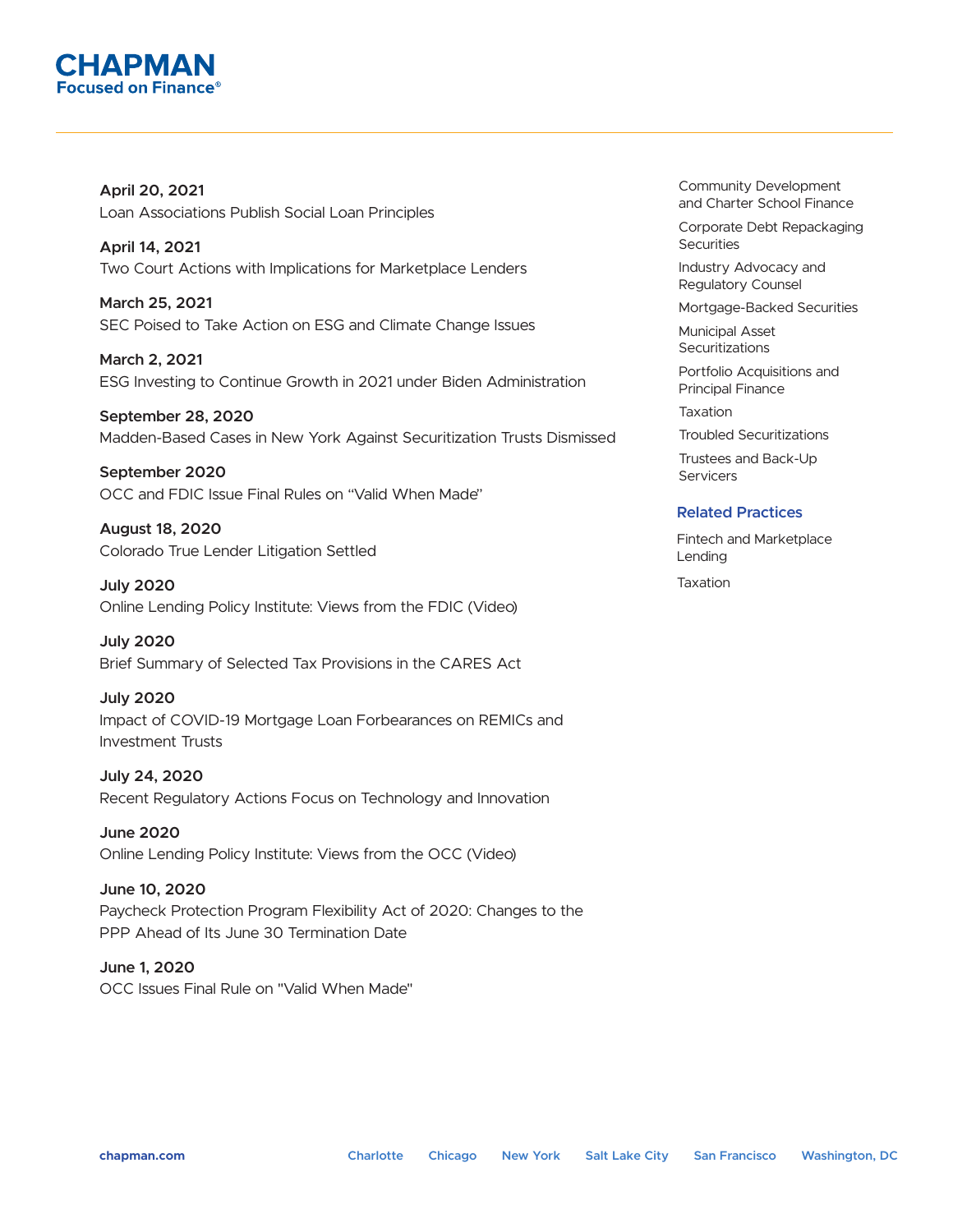**April 20, 2021**
Loan Associations Publish Social Loan Principles

**April 14, 2021**
Two Court Actions with Implications for Marketplace Lenders

**March 25, 2021**
SEC Poised to Take Action on ESG and Climate Change Issues

**March 2, 2021**
ESG Investing to Continue Growth in 2021 under Biden Administration

**September 28, 2020**
Madden-Based Cases in New York Against Securitization Trusts Dismissed

**September 2020**
OCC and FDIC Issue Final Rules on "Valid When Made"

**August 18, 2020**
Colorado True Lender Litigation Settled

**July 2020**
Online Lending Policy Institute: Views from the FDIC (Video)

**July 2020**
Brief Summary of Selected Tax Provisions in the CARES Act

**July 2020**
Impact of COVID-19 Mortgage Loan Forbearances on REMICs and Investment Trusts

**July 24, 2020**
Recent Regulatory Actions Focus on Technology and Innovation

**June 2020**
Online Lending Policy Institute: Views from the OCC (Video)

**June 10, 2020**
Paycheck Protection Program Flexibility Act of 2020: Changes to the PPP Ahead of Its June 30 Termination Date

**June 1, 2020**
OCC Issues Final Rule on "Valid When Made"

Community Development and Charter School Finance

Corporate Debt Repackaging Securities

Industry Advocacy and Regulatory Counsel

Mortgage-Backed Securities

Municipal Asset Securitizations

Portfolio Acquisitions and Principal Finance

Taxation

Troubled Securitizations

Trustees and Back-Up Servicers

## Related Practices

Fintech and Marketplace Lending

Taxation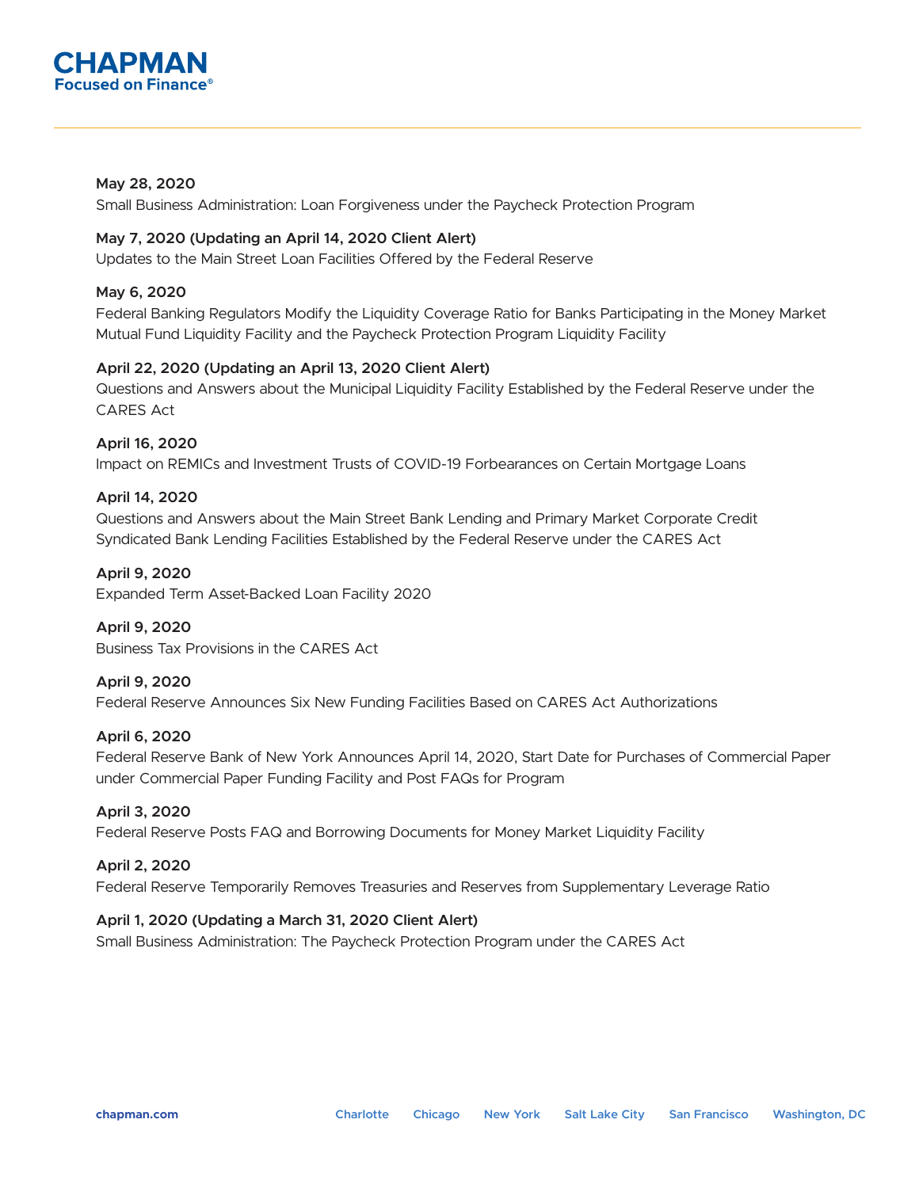**May 28, 2020**
Small Business Administration: Loan Forgiveness under the Paycheck Protection Program

**May 7, 2020 (Updating an April 14, 2020 Client Alert)**
Updates to the Main Street Loan Facilities Offered by the Federal Reserve

**May 6, 2020**
Federal Banking Regulators Modify the Liquidity Coverage Ratio for Banks Participating in the Money Market Mutual Fund Liquidity Facility and the Paycheck Protection Program Liquidity Facility

**April 22, 2020 (Updating an April 13, 2020 Client Alert)**
Questions and Answers about the Municipal Liquidity Facility Established by the Federal Reserve under the CARES Act

**April 16, 2020**
Impact on REMICs and Investment Trusts of COVID-19 Forbearances on Certain Mortgage Loans

**April 14, 2020**
Questions and Answers about the Main Street Bank Lending and Primary Market Corporate Credit Syndicated Bank Lending Facilities Established by the Federal Reserve under the CARES Act

**April 9, 2020**
Expanded Term Asset-Backed Loan Facility 2020

**April 9, 2020**
Business Tax Provisions in the CARES Act

**April 9, 2020**
Federal Reserve Announces Six New Funding Facilities Based on CARES Act Authorizations

**April 6, 2020**
Federal Reserve Bank of New York Announces April 14, 2020, Start Date for Purchases of Commercial Paper under Commercial Paper Funding Facility and Post FAQs for Program

**April 3, 2020**
Federal Reserve Posts FAQ and Borrowing Documents for Money Market Liquidity Facility

**April 2, 2020**
Federal Reserve Temporarily Removes Treasuries and Reserves from Supplementary Leverage Ratio

**April 1, 2020 (Updating a March 31, 2020 Client Alert)**
Small Business Administration: The Paycheck Protection Program under the CARES Act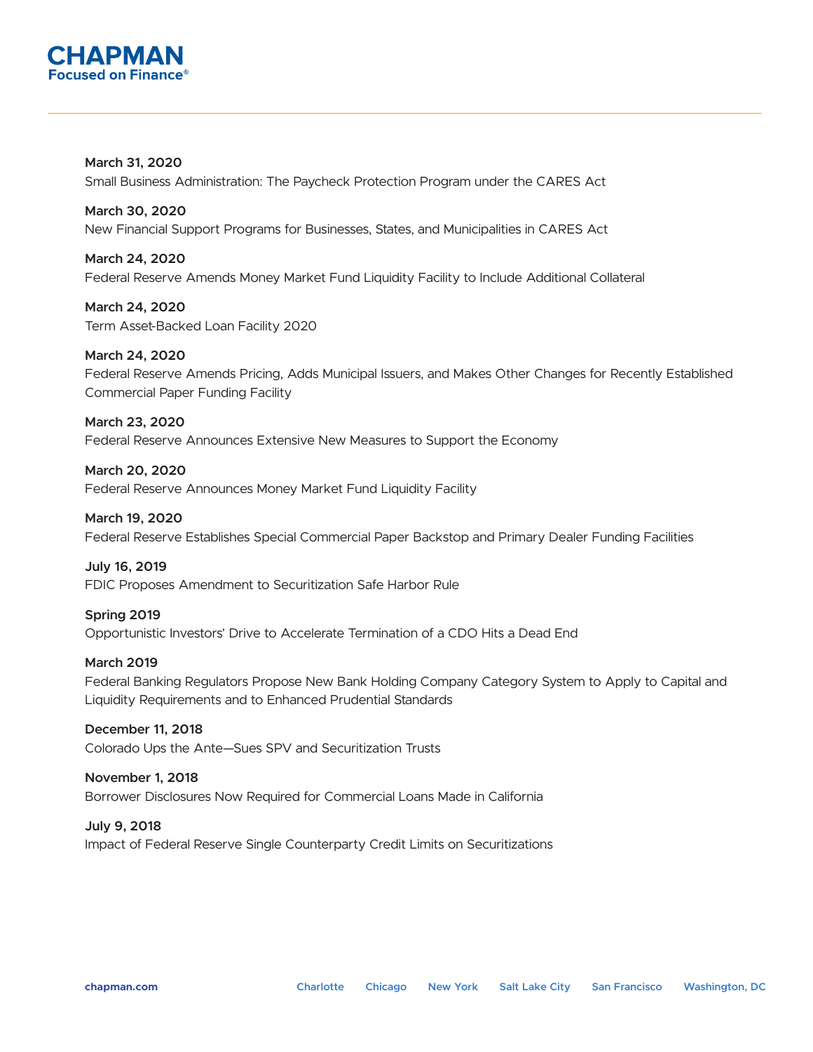**March 31, 2020**
Small Business Administration: The Paycheck Protection Program under the CARES Act

**March 30, 2020**
New Financial Support Programs for Businesses, States, and Municipalities in CARES Act

**March 24, 2020**
Federal Reserve Amends Money Market Fund Liquidity Facility to Include Additional Collateral

**March 24, 2020**
Term Asset-Backed Loan Facility 2020

**March 24, 2020**
Federal Reserve Amends Pricing, Adds Municipal Issuers, and Makes Other Changes for Recently Established Commercial Paper Funding Facility

**March 23, 2020**
Federal Reserve Announces Extensive New Measures to Support the Economy

**March 20, 2020**
Federal Reserve Announces Money Market Fund Liquidity Facility

**March 19, 2020**
Federal Reserve Establishes Special Commercial Paper Backstop and Primary Dealer Funding Facilities

**July 16, 2019**
FDIC Proposes Amendment to Securitization Safe Harbor Rule

**Spring 2019**
Opportunistic Investors' Drive to Accelerate Termination of a CDO Hits a Dead End

**March 2019**
Federal Banking Regulators Propose New Bank Holding Company Category System to Apply to Capital and Liquidity Requirements and to Enhanced Prudential Standards

**December 11, 2018**
Colorado Ups the Ante—Sues SPV and Securitization Trusts

**November 1, 2018**
Borrower Disclosures Now Required for Commercial Loans Made in California

**July 9, 2018**
Impact of Federal Reserve Single Counterparty Credit Limits on Securitizations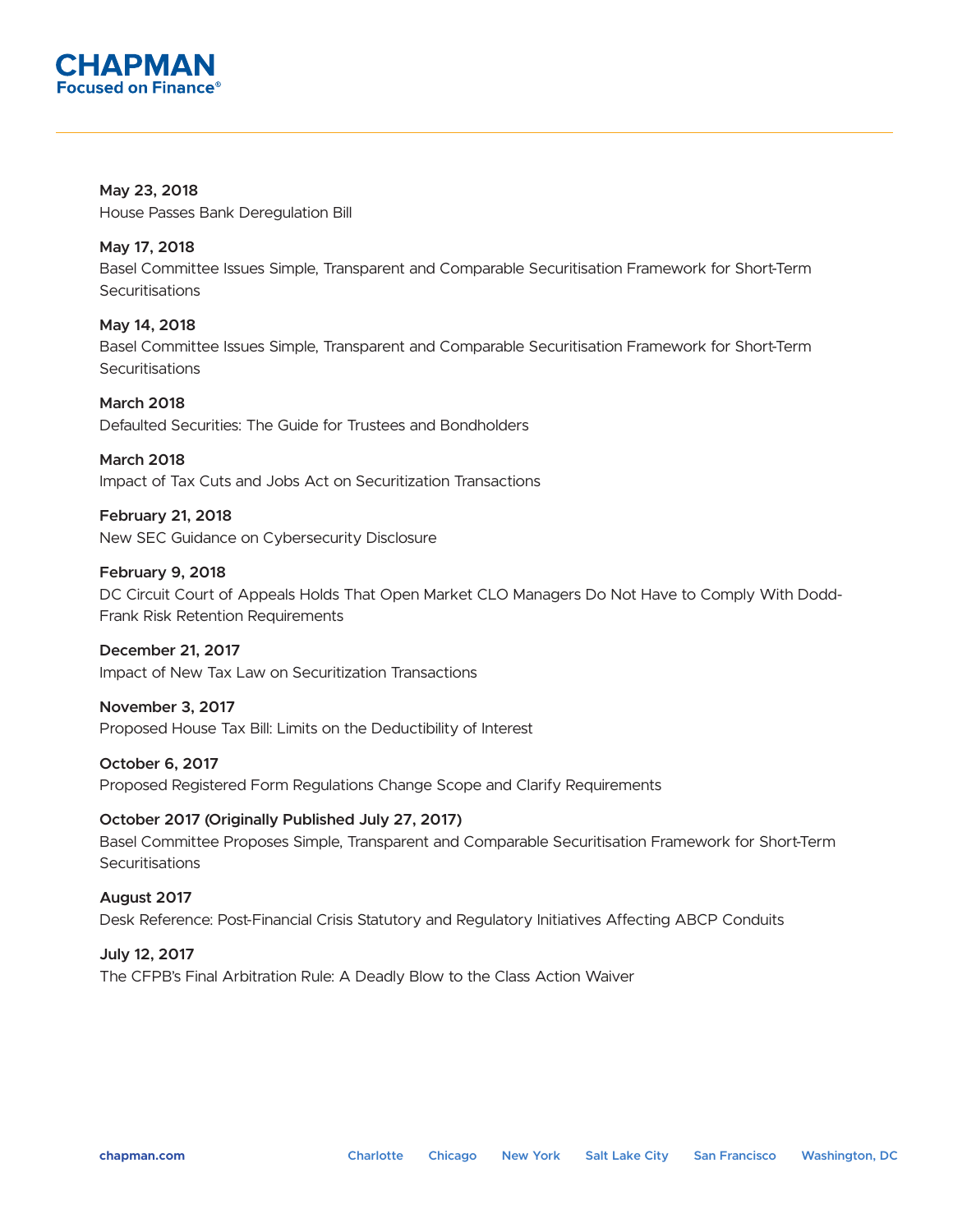**May 23, 2018**
House Passes Bank Deregulation Bill

**May 17, 2018**
Basel Committee Issues Simple, Transparent and Comparable Securitisation Framework for Short-Term Securitisations

**May 14, 2018**
Basel Committee Issues Simple, Transparent and Comparable Securitisation Framework for Short-Term Securitisations

**March 2018**
Defaulted Securities: The Guide for Trustees and Bondholders

**March 2018**
Impact of Tax Cuts and Jobs Act on Securitization Transactions

**February 21, 2018**
New SEC Guidance on Cybersecurity Disclosure

**February 9, 2018**
DC Circuit Court of Appeals Holds That Open Market CLO Managers Do Not Have to Comply With Dodd-Frank Risk Retention Requirements

**December 21, 2017**
Impact of New Tax Law on Securitization Transactions

**November 3, 2017**
Proposed House Tax Bill: Limits on the Deductibility of Interest

**October 6, 2017**
Proposed Registered Form Regulations Change Scope and Clarify Requirements

**October 2017 (Originally Published July 27, 2017)**
Basel Committee Proposes Simple, Transparent and Comparable Securitisation Framework for Short-Term Securitisations

**August 2017**
Desk Reference: Post-Financial Crisis Statutory and Regulatory Initiatives Affecting ABCP Conduits

**July 12, 2017**
The CFPB's Final Arbitration Rule: A Deadly Blow to the Class Action Waiver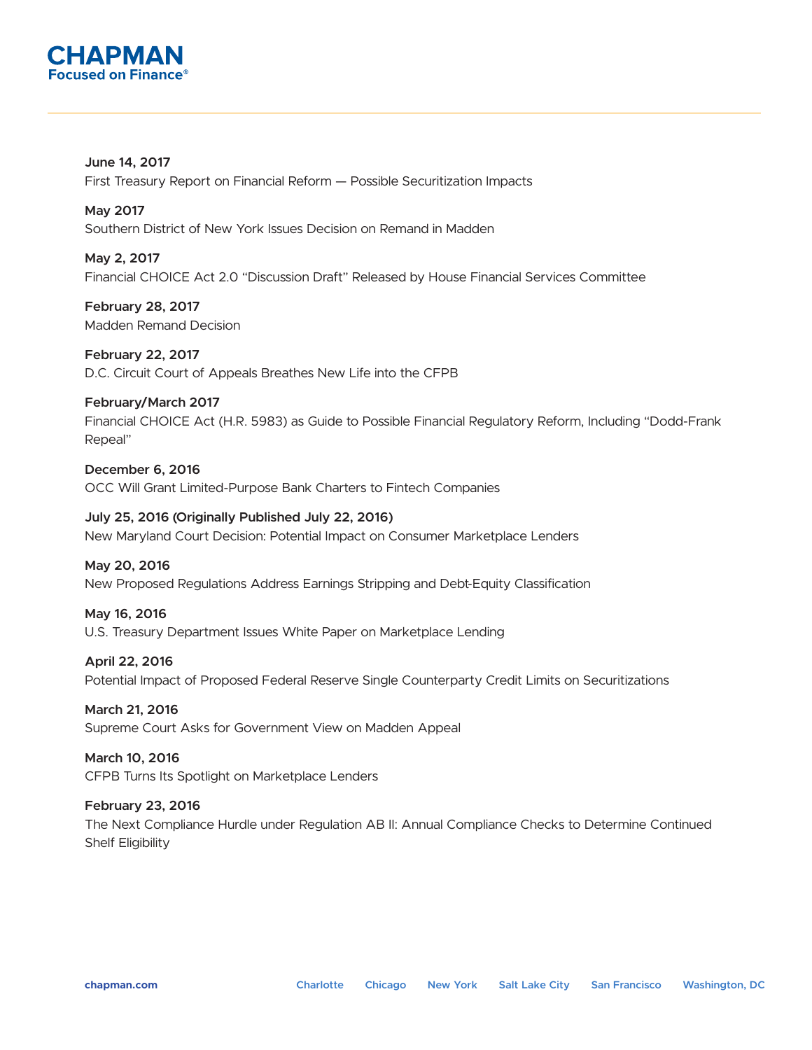**June 14, 2017**
First Treasury Report on Financial Reform — Possible Securitization Impacts

**May 2017**
Southern District of New York Issues Decision on Remand in Madden

**May 2, 2017**
Financial CHOICE Act 2.0 "Discussion Draft" Released by House Financial Services Committee

**February 28, 2017**
Madden Remand Decision

**February 22, 2017**
D.C. Circuit Court of Appeals Breathes New Life into the CFPB

**February/March 2017**
Financial CHOICE Act (H.R. 5983) as Guide to Possible Financial Regulatory Reform, Including "Dodd-Frank Repeal"

**December 6, 2016**
OCC Will Grant Limited-Purpose Bank Charters to Fintech Companies

**July 25, 2016 (Originally Published July 22, 2016)**
New Maryland Court Decision: Potential Impact on Consumer Marketplace Lenders

**May 20, 2016**
New Proposed Regulations Address Earnings Stripping and Debt-Equity Classification

**May 16, 2016**
U.S. Treasury Department Issues White Paper on Marketplace Lending

**April 22, 2016**
Potential Impact of Proposed Federal Reserve Single Counterparty Credit Limits on Securitizations

**March 21, 2016**
Supreme Court Asks for Government View on Madden Appeal

**March 10, 2016**
CFPB Turns Its Spotlight on Marketplace Lenders

**February 23, 2016**
The Next Compliance Hurdle under Regulation AB II: Annual Compliance Checks to Determine Continued Shelf Eligibility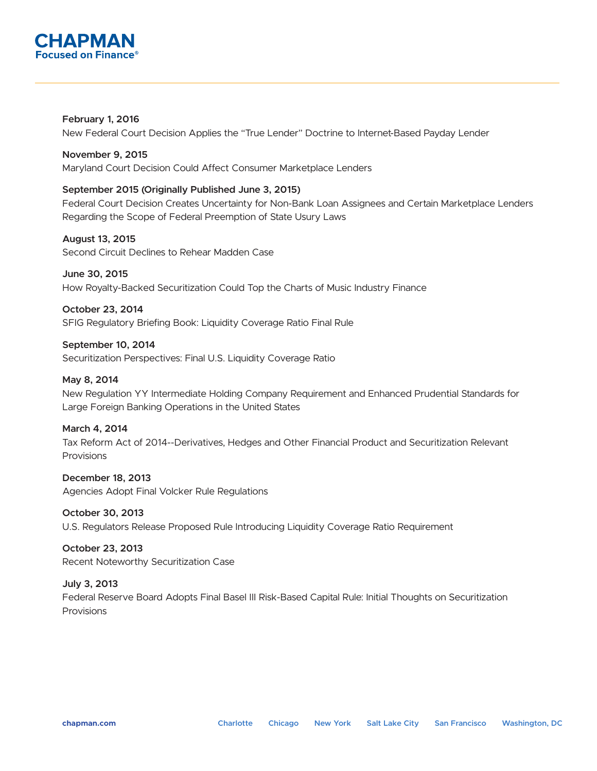**February 1, 2016**
New Federal Court Decision Applies the "True Lender" Doctrine to Internet-Based Payday Lender

**November 9, 2015**
Maryland Court Decision Could Affect Consumer Marketplace Lenders

**September 2015 (Originally Published June 3, 2015)**
Federal Court Decision Creates Uncertainty for Non-Bank Loan Assignees and Certain Marketplace Lenders Regarding the Scope of Federal Preemption of State Usury Laws

**August 13, 2015**
Second Circuit Declines to Rehear Madden Case

**June 30, 2015**
How Royalty-Backed Securitization Could Top the Charts of Music Industry Finance

**October 23, 2014**
SFIG Regulatory Briefing Book: Liquidity Coverage Ratio Final Rule

**September 10, 2014**
Securitization Perspectives: Final U.S. Liquidity Coverage Ratio

**May 8, 2014**
New Regulation YY Intermediate Holding Company Requirement and Enhanced Prudential Standards for Large Foreign Banking Operations in the United States

**March 4, 2014**
Tax Reform Act of 2014--Derivatives, Hedges and Other Financial Product and Securitization Relevant Provisions

**December 18, 2013**
Agencies Adopt Final Volcker Rule Regulations

**October 30, 2013**
U.S. Regulators Release Proposed Rule Introducing Liquidity Coverage Ratio Requirement

**October 23, 2013**
Recent Noteworthy Securitization Case

**July 3, 2013**
Federal Reserve Board Adopts Final Basel III Risk-Based Capital Rule: Initial Thoughts on Securitization Provisions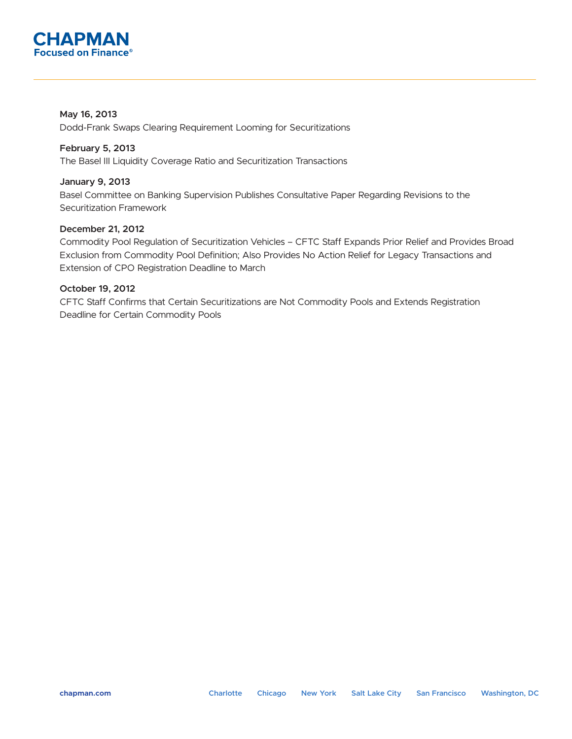**May 16, 2013**
Dodd-Frank Swaps Clearing Requirement Looming for Securitizations

**February 5, 2013**
The Basel III Liquidity Coverage Ratio and Securitization Transactions

**January 9, 2013**
Basel Committee on Banking Supervision Publishes Consultative Paper Regarding Revisions to the Securitization Framework

**December 21, 2012**
Commodity Pool Regulation of Securitization Vehicles – CFTC Staff Expands Prior Relief and Provides Broad Exclusion from Commodity Pool Definition; Also Provides No Action Relief for Legacy Transactions and Extension of CPO Registration Deadline to March

**October 19, 2012**
CFTC Staff Confirms that Certain Securitizations are Not Commodity Pools and Extends Registration Deadline for Certain Commodity Pools